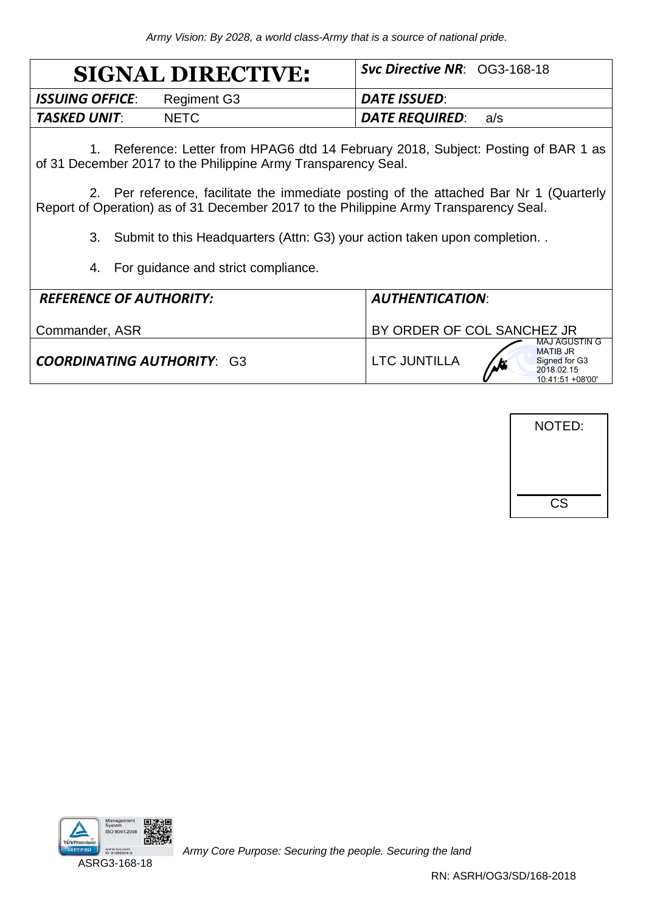*Army Vision: By 2028, a world class-Army that is a source of national pride.*

| **SIGNAL DIRECTIVE:** | ***Svc Directive NR***: OG3-168-18 |
|---|---|
| ***ISSUING OFFICE***: Regiment G3 | ***DATE ISSUED***: |
| ***TASKED UNIT***: NETC | ***DATE REQUIRED***: a/s |

1. Reference: Letter from HPAG6 dtd 14 February 2018, Subject: Posting of BAR 1 as of 31 December 2017 to the Philippine Army Transparency Seal.

2. Per reference, facilitate the immediate posting of the attached Bar Nr 1 (Quarterly Report of Operation) as of 31 December 2017 to the Philippine Army Transparency Seal.

3. Submit to this Headquarters (Attn: G3) your action taken upon completion. .

4. For guidance and strict compliance.

| ***REFERENCE OF AUTHORITY:*** | ***AUTHENTICATION***: |
|---|---|
| Commander, ASR | BY ORDER OF COL SANCHEZ JR |
| ***COORDINATING AUTHORITY***: G3 | LTC JUNTILLA MAJ AGUSTIN G MATIB JR Signed for G3 2018.02.15 10:41:51 +08'00' |

NOTED:

CS

ASRG3-168-18

*Army Core Purpose: Securing the people. Securing the land*

RN: ASRH/OG3/SD/168-2018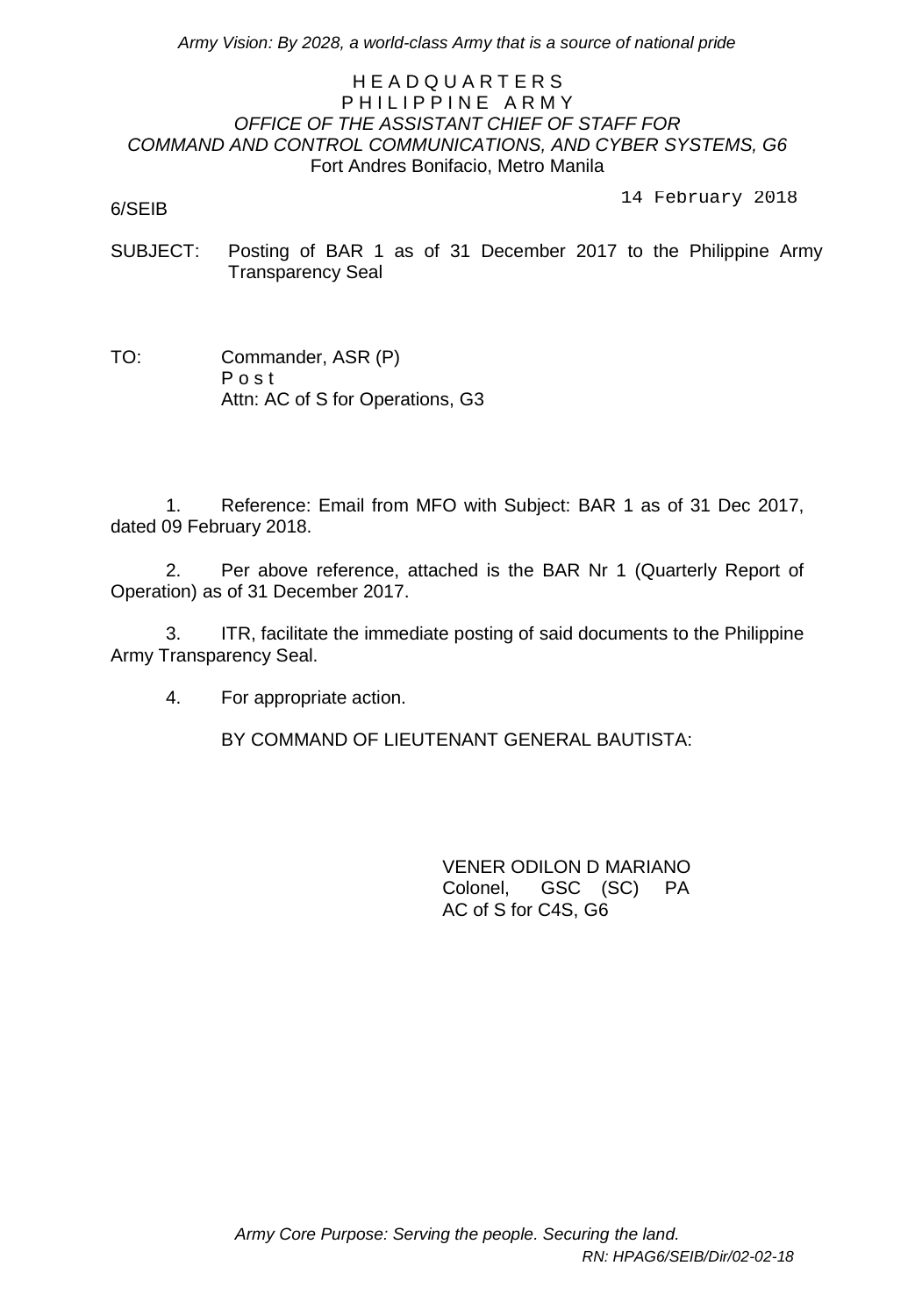*Army Vision: By 2028, a world-class Army that is a source of national pride*

HEADQUARTERS
PHILIPPINE ARMY
*OFFICE OF THE ASSISTANT CHIEF OF STAFF FOR*
*COMMAND AND CONTROL COMMUNICATIONS, AND CYBER SYSTEMS, G6*
Fort Andres Bonifacio, Metro Manila

6/SEIB

14 February 2018

SUBJECT: Posting of BAR 1 as of 31 December 2017 to the Philippine Army Transparency Seal

TO: Commander, ASR (P)
Post
Attn: AC of S for Operations, G3

1. Reference: Email from MFO with Subject: BAR 1 as of 31 Dec 2017, dated 09 February 2018.

2. Per above reference, attached is the BAR Nr 1 (Quarterly Report of Operation) as of 31 December 2017.

3. ITR, facilitate the immediate posting of said documents to the Philippine Army Transparency Seal.

4. For appropriate action.

BY COMMAND OF LIEUTENANT GENERAL BAUTISTA:

VENER ODILON D MARIANO
Colonel, GSC (SC) PA
AC of S for C4S, G6

*Army Core Purpose: Serving the people. Securing the land.*

*RN: HPAG6/SEIB/Dir/02-02-18*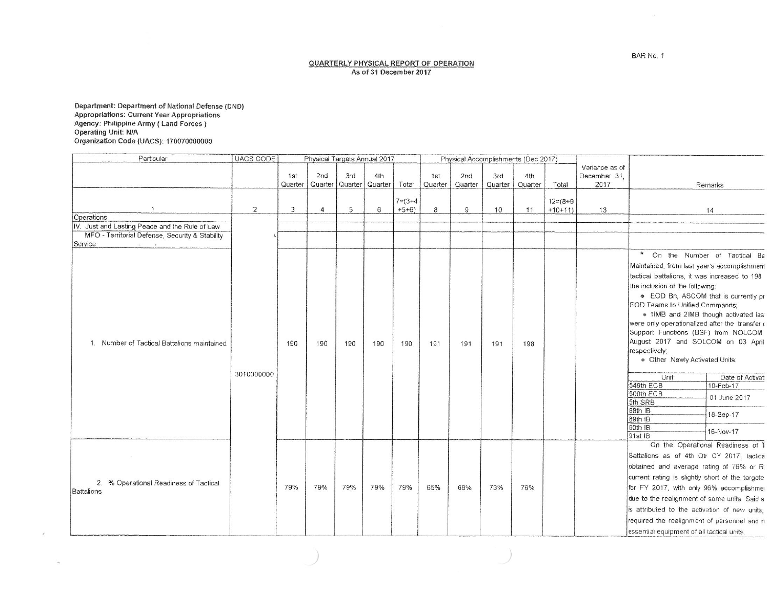BAR No. 1

## QUARTERLY PHYSICAL REPORT OF OPERATION

As of 31 December 2017

**Department: Department of National Defense (DND)**
**Appropriations: Current Year Appropriations**
**Agency: Philippine Army ( Land Forces )**
**Operating Unit: N/A**
**Organization Code (UACS): 170070000000**

| Particular | UACS CODE | Physical Targets Annual 2017 | | | | | Physical Accomplishments (Dec 2017) | | | | | Variance as of December 31, 2017 | Remarks |
|---|---|---|---|---|---|---|---|---|---|---|---|---|---|
| | | 1st Quarter | 2nd Quarter | 3rd Quarter | 4th Quarter | Total | 1st Quarter | 2nd Quarter | 3rd Quarter | 4th Quarter | Total | | |
| 1 | 2 | 3 | 4 | 5 | 6 | 7=(3+4+5+6) | 8 | 9 | 10 | 11 | 12=(8+9+10+11) | 13 | 14 |
| Operations | | | | | | | | | | | | | |
| IV. Just and Lasting Peace and the Rule of Law | | | | | | | | | | | | | |
| MFO - Territorial Defense, Security & Stability Service | | | | | | | | | | | | | |
| 1. Number of Tactical Battalions maintained | 3010000000 | 190 | 190 | 190 | 190 | 190 | 191 | 191 | 191 | 198 | | | * On the Number of Tactical Ba Maintained, from last year's accomplishment tactical battalions, it was increased to 198 the inclusion of the following: • EOD Bn, ASCOM that is currently pr EOD Teams to Unified Commands; • 1IMB and 2IMB though activated las were only operationalized after the transfer of Support Functions (BSF) from NOLCOM August 2017 and SOLCOM on 03 April respectively; • Other Newly Activated Units: (see table below) |
| 2. % Operational Readiness of Tactical Battalions | | 79% | 79% | 79% | 79% | 79% | 65% | 68% | 73% | 76% | | | On the Operational Readiness of T Battalions as of 4th Qtr CY 2017, tactica obtained and average rating of 76% or R current rating is slightly short of the targete for FY 2017, with only 96% accomplishme due to the realignment of some units. Said s is attributed to the activation of new units, required the realignment of personnel and n essential equipment of all tactical units. |

| Unit | Date of Activat |
|---|---|
| 549th ECB | 10-Feb-17 |
| 500th ECB | 01 June 2017 |
| 5th SRB | |
| 88th IB | 18-Sep-17 |
| 89th IB | |
| 90th IB | 16-Nov-17 |
| 91st IB | |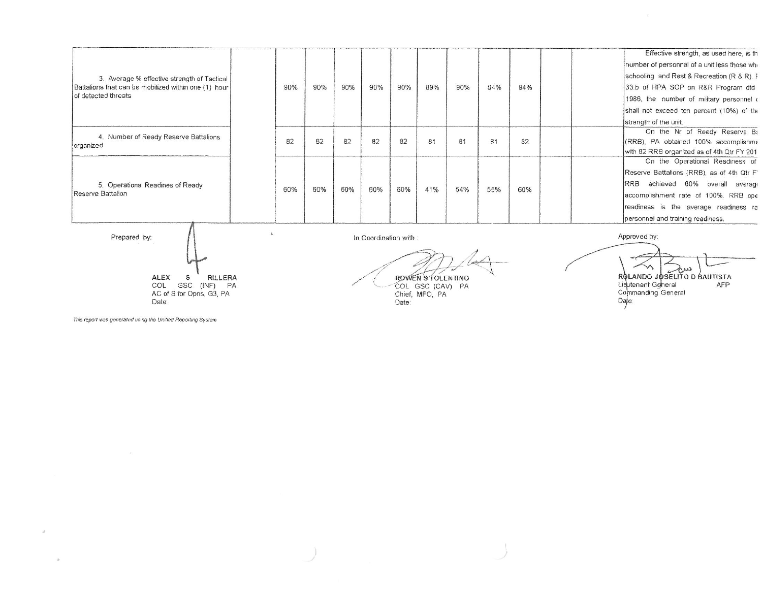| | | | | | | | | | | | | | |
|---|---|---|---|---|---|---|---|---|---|---|---|---|---|
| 3. Average % effective strength of Tactical Battalions that can be mobilized within one (1) hour of detected threats | | 90% | 90% | 90% | 90% | 90% | 89% | 90% | 94% | 94% | | | Effective strength, as used here, is th number of personnel of a unit less those wh schooling and Rest & Recreation (R & R). F 33.b of HPA SOP on R&R Program dtd 1986, the number of military personnel shall not exceed ten percent (10%) of th strength of the unit. |
| 4. Number of Ready Reserve Battalions organized | | 82 | 82 | 82 | 82 | 82 | 81 | 81 | 81 | 82 | | | On the Nr of Ready Reserve B (RRB), PA obtained 100% accomplishm with 82 RRB organized as of 4th Qtr FY 201 |
| 5. Operational Readines of Ready Reserve Battalion | | 60% | 60% | 60% | 60% | 60% | 41% | 54% | 55% | 60% | | | On the Operational Readiness of Reserve Battalions (RRB), as of 4th Qtr F RRB achieved 60% overall averag accomplishment rate of 100%. RRB op readiness is the average readiness ra personnel and training readiness. |

Prepared by:

ALEX S RILLERA
COL GSC (INF) PA
AC of S for Opns, G3, PA
Date:

In Coordination with :

ROWEN S TOLENTINO
COL GSC (CAV) PA
Chief, MFO, PA
Date:

Approved by:

ROLANDO JOSELITO D BAUTISTA
Lieutenant General AFP
Commanding General
Date:

*This report was generated using the Unified Reporting System*